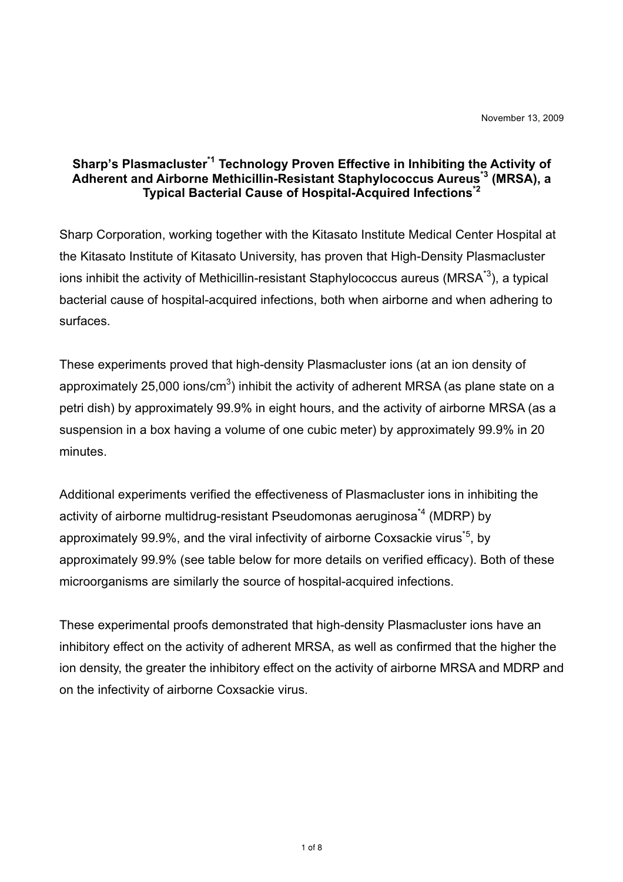November 13, 2009

# Sharp's Plasmacluster[*1] Technology Proven Effective in Inhibiting the Activity of Adherent and Airborne Methicillin-Resistant Staphylococcus Aureus[*3] (MRSA), a Typical Bacterial Cause of Hospital-Acquired Infections[*2]

Sharp Corporation, working together with the Kitasato Institute Medical Center Hospital at the Kitasato Institute of Kitasato University, has proven that High-Density Plasmacluster ions inhibit the activity of Methicillin-resistant Staphylococcus aureus (MRSA[*3]), a typical bacterial cause of hospital-acquired infections, both when airborne and when adhering to surfaces.

These experiments proved that high-density Plasmacluster ions (at an ion density of approximately 25,000 ions/cm$^3$) inhibit the activity of adherent MRSA (as plane state on a petri dish) by approximately 99.9% in eight hours, and the activity of airborne MRSA (as a suspension in a box having a volume of one cubic meter) by approximately 99.9% in 20 minutes.

Additional experiments verified the effectiveness of Plasmacluster ions in inhibiting the activity of airborne multidrug-resistant Pseudomonas aeruginosa[*4] (MDRP) by approximately 99.9%, and the viral infectivity of airborne Coxsackie virus[*5], by approximately 99.9% (see table below for more details on verified efficacy). Both of these microorganisms are similarly the source of hospital-acquired infections.

These experimental proofs demonstrated that high-density Plasmacluster ions have an inhibitory effect on the activity of adherent MRSA, as well as confirmed that the higher the ion density, the greater the inhibitory effect on the activity of airborne MRSA and MDRP and on the infectivity of airborne Coxsackie virus.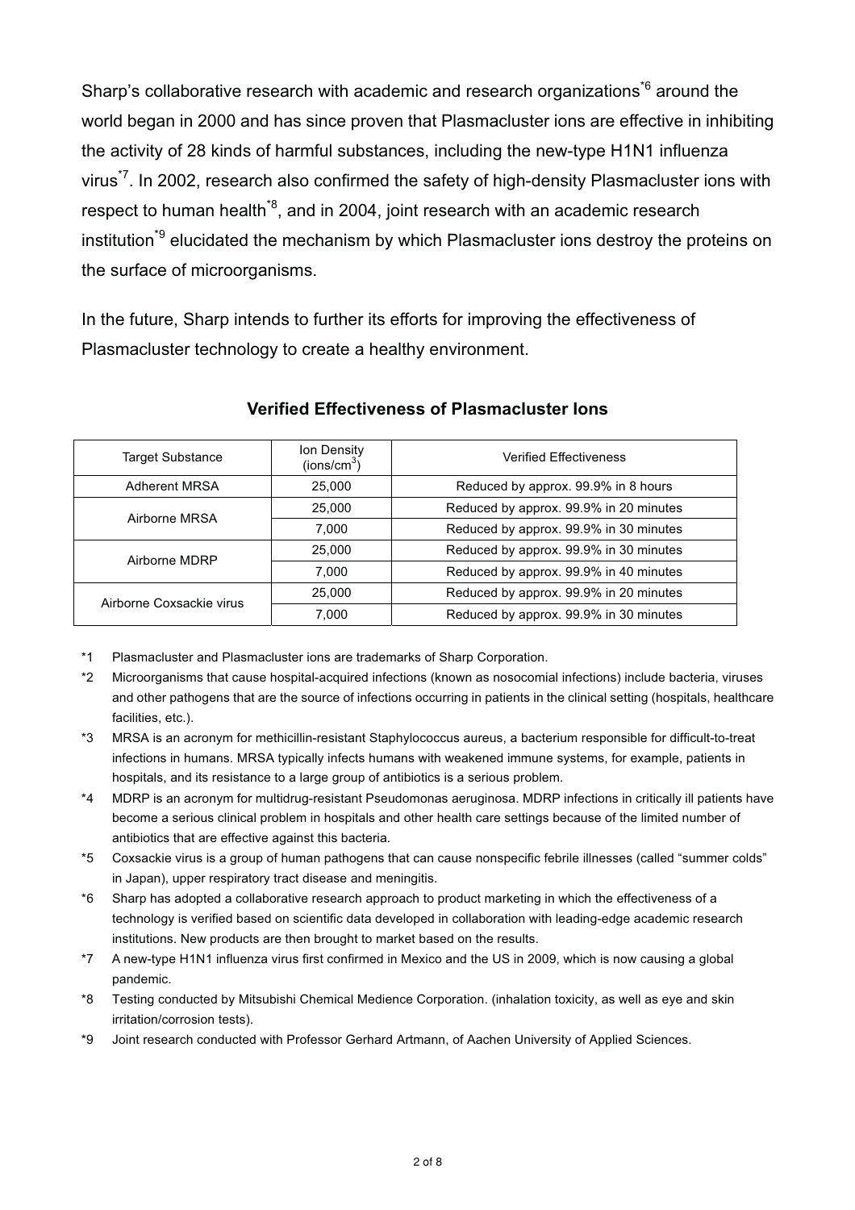Sharp's collaborative research with academic and research organizations[*6] around the world began in 2000 and has since proven that Plasmacluster ions are effective in inhibiting the activity of 28 kinds of harmful substances, including the new-type H1N1 influenza virus[*7]. In 2002, research also confirmed the safety of high-density Plasmacluster ions with respect to human health[*8], and in 2004, joint research with an academic research institution[*9] elucidated the mechanism by which Plasmacluster ions destroy the proteins on the surface of microorganisms.

In the future, Sharp intends to further its efforts for improving the effectiveness of Plasmacluster technology to create a healthy environment.

### Verified Effectiveness of Plasmacluster Ions

| Target Substance | Ion Density (ions/cm$^3$) | Verified Effectiveness |
|---|---|---|
| Adherent MRSA | 25,000 | Reduced by approx. 99.9% in 8 hours |
| Airborne MRSA | 25,000 | Reduced by approx. 99.9% in 20 minutes |
| | 7,000 | Reduced by approx. 99.9% in 30 minutes |
| Airborne MDRP | 25,000 | Reduced by approx. 99.9% in 30 minutes |
| | 7,000 | Reduced by approx. 99.9% in 40 minutes |
| Airborne Coxsackie virus | 25,000 | Reduced by approx. 99.9% in 20 minutes |
| | 7,000 | Reduced by approx. 99.9% in 30 minutes |

*1 Plasmacluster and Plasmacluster ions are trademarks of Sharp Corporation.

*2 Microorganisms that cause hospital-acquired infections (known as nosocomial infections) include bacteria, viruses and other pathogens that are the source of infections occurring in patients in the clinical setting (hospitals, healthcare facilities, etc.).

*3 MRSA is an acronym for methicillin-resistant Staphylococcus aureus, a bacterium responsible for difficult-to-treat infections in humans. MRSA typically infects humans with weakened immune systems, for example, patients in hospitals, and its resistance to a large group of antibiotics is a serious problem.

*4 MDRP is an acronym for multidrug-resistant Pseudomonas aeruginosa. MDRP infections in critically ill patients have become a serious clinical problem in hospitals and other health care settings because of the limited number of antibiotics that are effective against this bacteria.

*5 Coxsackie virus is a group of human pathogens that can cause nonspecific febrile illnesses (called "summer colds" in Japan), upper respiratory tract disease and meningitis.

*6 Sharp has adopted a collaborative research approach to product marketing in which the effectiveness of a technology is verified based on scientific data developed in collaboration with leading-edge academic research institutions. New products are then brought to market based on the results.

*7 A new-type H1N1 influenza virus first confirmed in Mexico and the US in 2009, which is now causing a global pandemic.

*8 Testing conducted by Mitsubishi Chemical Medience Corporation. (inhalation toxicity, as well as eye and skin irritation/corrosion tests).

*9 Joint research conducted with Professor Gerhard Artmann, of Aachen University of Applied Sciences.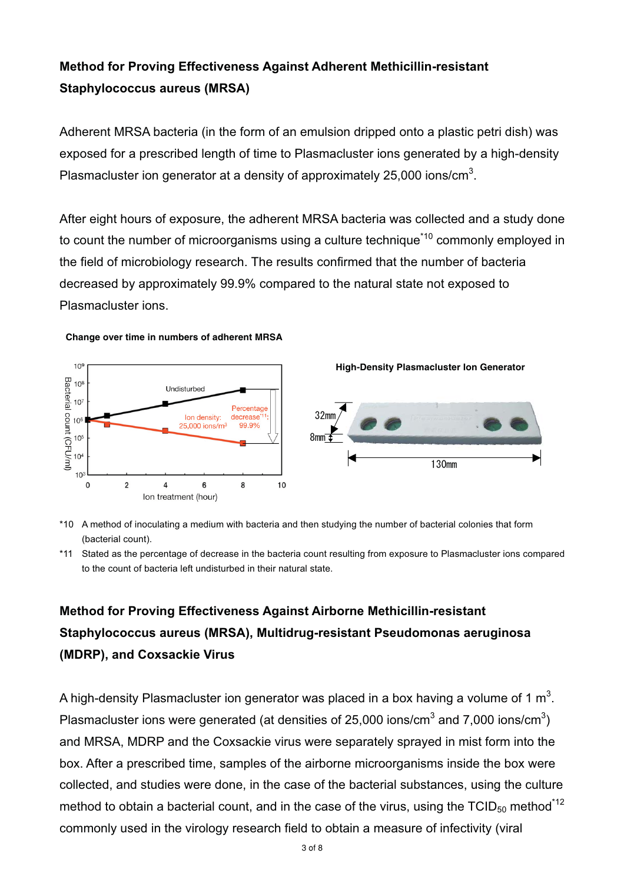## Method for Proving Effectiveness Against Adherent Methicillin-resistant Staphylococcus aureus (MRSA)

Adherent MRSA bacteria (in the form of an emulsion dripped onto a plastic petri dish) was exposed for a prescribed length of time to Plasmacluster ions generated by a high-density Plasmacluster ion generator at a density of approximately 25,000 ions/cm$^3$.

After eight hours of exposure, the adherent MRSA bacteria was collected and a study done to count the number of microorganisms using a culture technique[*10] commonly employed in the field of microbiology research. The results confirmed that the number of bacteria decreased by approximately 99.9% compared to the natural state not exposed to Plasmacluster ions.

**Change over time in numbers of adherent MRSA**

**High-Density Plasmacluster Ion Generator**

*10 A method of inoculating a medium with bacteria and then studying the number of bacterial colonies that form (bacterial count).

*11 Stated as the percentage of decrease in the bacteria count resulting from exposure to Plasmacluster ions compared to the count of bacteria left undisturbed in their natural state.

## Method for Proving Effectiveness Against Airborne Methicillin-resistant Staphylococcus aureus (MRSA), Multidrug-resistant Pseudomonas aeruginosa (MDRP), and Coxsackie Virus

A high-density Plasmacluster ion generator was placed in a box having a volume of 1 m$^3$. Plasmacluster ions were generated (at densities of 25,000 ions/cm$^3$ and 7,000 ions/cm$^3$) and MRSA, MDRP and the Coxsackie virus were separately sprayed in mist form into the box. After a prescribed time, samples of the airborne microorganisms inside the box were collected, and studies were done, in the case of the bacterial substances, using the culture method to obtain a bacterial count, and in the case of the virus, using the $TCID_{50}$ method[*12] commonly used in the virology research field to obtain a measure of infectivity (viral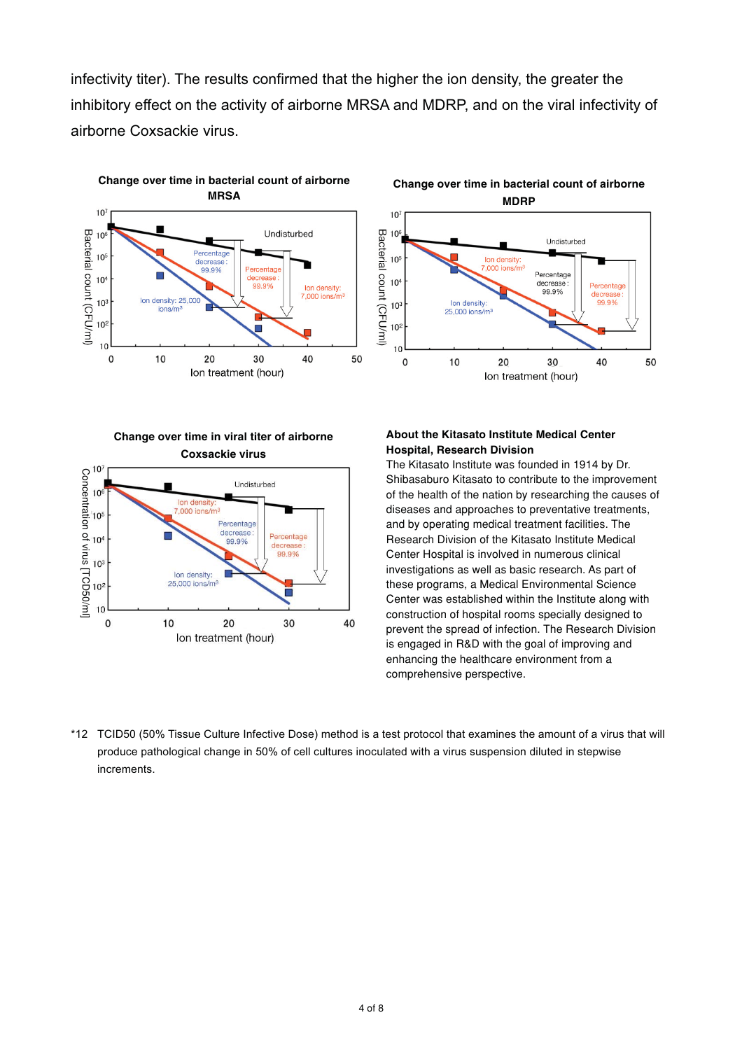infectivity titer). The results confirmed that the higher the ion density, the greater the inhibitory effect on the activity of airborne MRSA and MDRP, and on the viral infectivity of airborne Coxsackie virus.

**Change over time in bacterial count of airborne MRSA**

Bacterial count (CFU/ml)

$10^7$
$10^6$
$10^5$
$10^4$
$10^3$
$10^2$
10

Undisturbed

Percentage decrease : 99.9%

Percentage decrease : 99.9%

Ion density: 7,000 ions/m³

Ion density: 25,000 ions/m³

0 10 20 30 40 50

Ion treatment (hour)

**Change over time in bacterial count of airborne MDRP**

Bacterial count (CFU/ml)

$10^7$
$10^6$
$10^5$
$10^4$
$10^3$
$10^2$
10

Undisturbed

Ion density: 7,000 ions/m³

Percentage decrease : 99.9%

Percentage decrease : 99.9%

Ion density: 25,000 ions/m³

0 10 20 30 40 50

Ion treatment (hour)

**Change over time in viral titer of airborne Coxsackie virus**

Concentration of virus [TCD50/ml]

$10^7$
$10^6$
$10^5$
$10^4$
$10^3$
$10^2$
10

Undisturbed

Ion density: 7,000 ions/m³

Percentage decrease : 99.9%

Percentage decrease : 99.9%

Ion density: 25,000 ions/m³

0 10 20 30 40

Ion treatment (hour)

**About the Kitasato Institute Medical Center Hospital, Research Division**

The Kitasato Institute was founded in 1914 by Dr. Shibasaburo Kitasato to contribute to the improvement of the health of the nation by researching the causes of diseases and approaches to preventative treatments, and by operating medical treatment facilities. The Research Division of the Kitasato Institute Medical Center Hospital is involved in numerous clinical investigations as well as basic research. As part of these programs, a Medical Environmental Science Center was established within the Institute along with construction of hospital rooms specially designed to prevent the spread of infection. The Research Division is engaged in R&D with the goal of improving and enhancing the healthcare environment from a comprehensive perspective.

*12 TCID50 (50% Tissue Culture Infective Dose) method is a test protocol that examines the amount of a virus that will produce pathological change in 50% of cell cultures inoculated with a virus suspension diluted in stepwise increments.